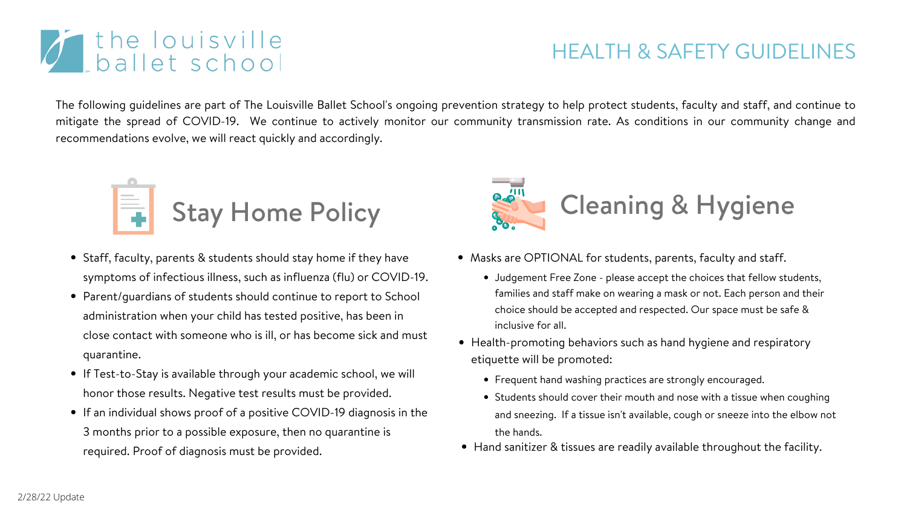# the louisville ballet school

## HEALTH & SAFETY GUIDELINES

The following guidelines are part of The Louisville Ballet School's ongoing prevention strategy to help protect students, faculty and staff, and continue to mitigate the spread of COVID-19. We continue to actively monitor our community transmission rate. As conditions in our community change and recommendations evolve, we will react quickly and accordingly.

### Stay Home Policy

- Staff, faculty, parents & students should stay home if they have symptoms of infectious illness, such as influenza (flu) or COVID-19.
- Parent/guardians of students should continue to report to School administration when your child has tested positive, has been in close contact with someone who is ill, or has become sick and must quarantine.
- If Test-to-Stay is available through your academic school, we will honor those results. Negative test results must be provided.
- If an individual shows proof of a positive COVID-19 diagnosis in the 3 months prior to a possible exposure, then no quarantine is required. Proof of diagnosis must be provided.

### Cleaning & Hygiene

- Masks are OPTIONAL for students, parents, faculty and staff.
  - Judgement Free Zone - please accept the choices that fellow students, families and staff make on wearing a mask or not. Each person and their choice should be accepted and respected. Our space must be safe & inclusive for all.
- Health-promoting behaviors such as hand hygiene and respiratory etiquette will be promoted:
  - Frequent hand washing practices are strongly encouraged.
  - Students should cover their mouth and nose with a tissue when coughing and sneezing. If a tissue isn't available, cough or sneeze into the elbow not the hands.
- Hand sanitizer & tissues are readily available throughout the facility.

2/28/22 Update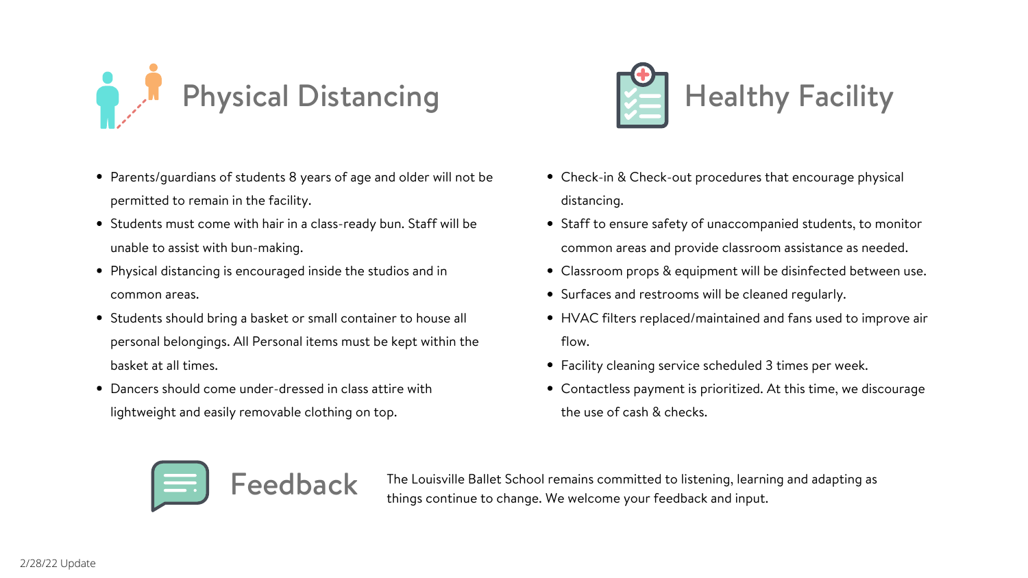## Physical Distancing

- Parents/guardians of students 8 years of age and older will not be permitted to remain in the facility.
- Students must come with hair in a class-ready bun. Staff will be unable to assist with bun-making.
- Physical distancing is encouraged inside the studios and in common areas.
- Students should bring a basket or small container to house all personal belongings. All Personal items must be kept within the basket at all times.
- Dancers should come under-dressed in class attire with lightweight and easily removable clothing on top.

## Healthy Facility

- Check-in & Check-out procedures that encourage physical distancing.
- Staff to ensure safety of unaccompanied students, to monitor common areas and provide classroom assistance as needed.
- Classroom props & equipment will be disinfected between use.
- Surfaces and restrooms will be cleaned regularly.
- HVAC filters replaced/maintained and fans used to improve air flow.
- Facility cleaning service scheduled 3 times per week.
- Contactless payment is prioritized. At this time, we discourage the use of cash & checks.

## Feedback

The Louisville Ballet School remains committed to listening, learning and adapting as things continue to change. We welcome your feedback and input.

2/28/22 Update